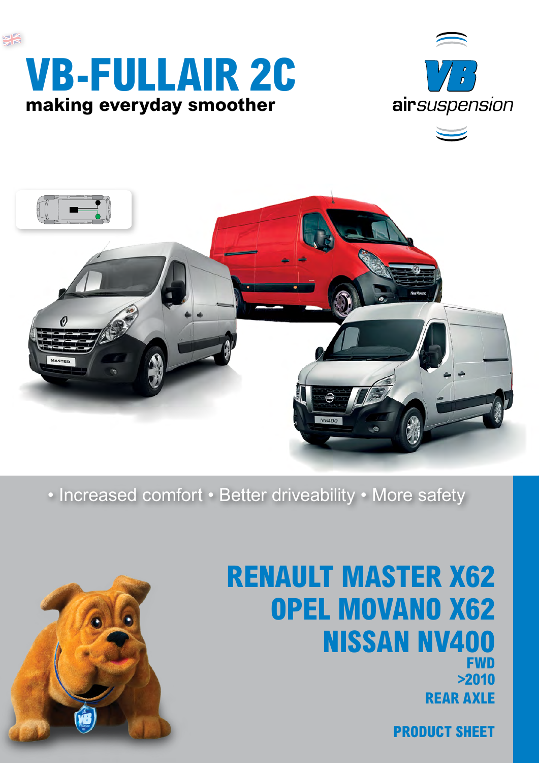# VB-FULLAIR 2C

**making everyday smoother**

VB airsuspension

• Increased comfort • Better driveability • More safety

## RENAULT MASTER X62
## OPEL MOVANO X62
## NISSAN NV400

**FWD**

**>2010**

**REAR AXLE**

**PRODUCT SHEET**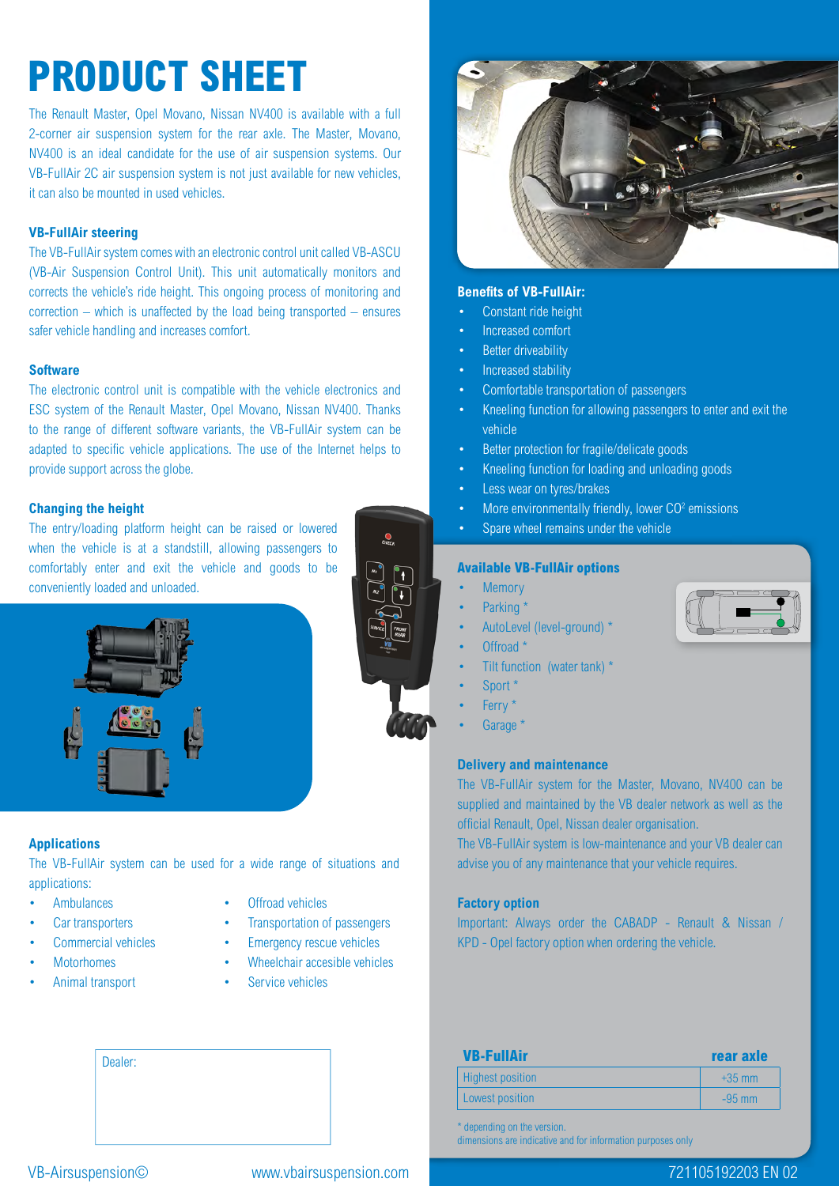# PRODUCT SHEET

The Renault Master, Opel Movano, Nissan NV400 is available with a full 2-corner air suspension system for the rear axle. The Master, Movano, NV400 is an ideal candidate for the use of air suspension systems. Our VB-FullAir 2C air suspension system is not just available for new vehicles, it can also be mounted in used vehicles.

### VB-FullAir steering

The VB-FullAir system comes with an electronic control unit called VB-ASCU (VB-Air Suspension Control Unit). This unit automatically monitors and corrects the vehicle's ride height. This ongoing process of monitoring and correction – which is unaffected by the load being transported – ensures safer vehicle handling and increases comfort.

### Software

The electronic control unit is compatible with the vehicle electronics and ESC system of the Renault Master, Opel Movano, Nissan NV400. Thanks to the range of different software variants, the VB-FullAir system can be adapted to specific vehicle applications. The use of the Internet helps to provide support across the globe.

### Changing the height

The entry/loading platform height can be raised or lowered when the vehicle is at a standstill, allowing passengers to comfortably enter and exit the vehicle and goods to be conveniently loaded and unloaded.

### Applications

The VB-FullAir system can be used for a wide range of situations and applications:

- Ambulances
- Car transporters
- Commercial vehicles
- Motorhomes
- Animal transport
- Offroad vehicles
- Transportation of passengers
- Emergency rescue vehicles
- Wheelchair accesible vehicles
- Service vehicles

Dealer:

### Benefits of VB-FullAir:

- Constant ride height
- Increased comfort
- Better driveability
- Increased stability
- Comfortable transportation of passengers
- Kneeling function for allowing passengers to enter and exit the vehicle
- Better protection for fragile/delicate goods
- Kneeling function for loading and unloading goods
- Less wear on tyres/brakes
- More environmentally friendly, lower $CO^2$ emissions
- Spare wheel remains under the vehicle

### Available VB-FullAir options

- Memory
- Parking *
- AutoLevel (level-ground) *
- Offroad *
- Tilt function (water tank) *
- Sport *
- Ferry *
- Garage *

### Delivery and maintenance

The VB-FullAir system for the Master, Movano, NV400 can be supplied and maintained by the VB dealer network as well as the official Renault, Opel, Nissan dealer organisation.
The VB-FullAir system is low-maintenance and your VB dealer can advise you of any maintenance that your vehicle requires.

### Factory option

Important: Always order the CABADP - Renault & Nissan / KPD - Opel factory option when ordering the vehicle.

| VB-FullAir | rear axle |
|---|---|
| Highest position | +35 mm |
| Lowest position | -95 mm |

\* depending on the version.
dimensions are indicative and for information purposes only

VB-Airsuspension© www.vbairsuspension.com 721105192203 EN 02